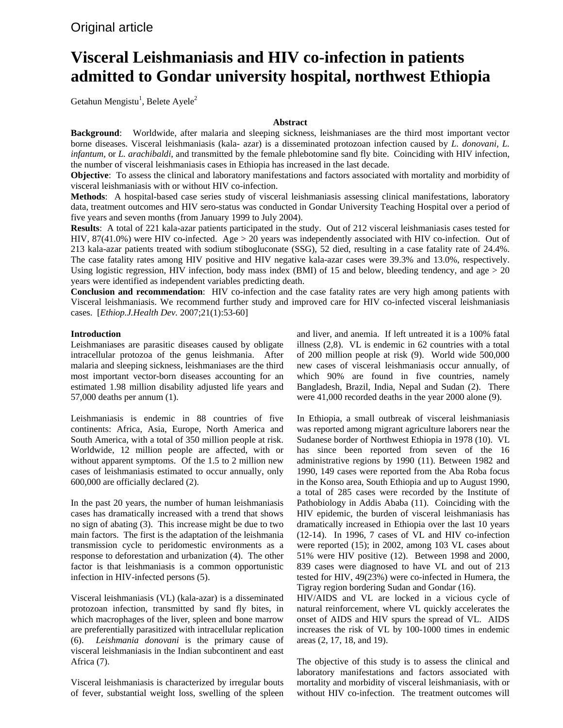Original article

# Visceral Leishmaniasis and HIV co-infection in patients admitted to Gondar university hospital, northwest Ethiopia

Getahun Mengistu[1], Belete Ayele[2]

## Abstract

**Background**: Worldwide, after malaria and sleeping sickness, leishmaniases are the third most important vector borne diseases. Visceral leishmaniasis (kala- azar) is a disseminated protozoan infection caused by *L. donovani*, *L. infantum*, or *L. arachibaldi*, and transmitted by the female phlebotomine sand fly bite. Coinciding with HIV infection, the number of visceral leishmaniasis cases in Ethiopia has increased in the last decade.

**Objective**: To assess the clinical and laboratory manifestations and factors associated with mortality and morbidity of visceral leishmaniasis with or without HIV co-infection.

**Methods**: A hospital-based case series study of visceral leishmaniasis assessing clinical manifestations, laboratory data, treatment outcomes and HIV sero-status was conducted in Gondar University Teaching Hospital over a period of five years and seven months (from January 1999 to July 2004).

**Results**: A total of 221 kala-azar patients participated in the study. Out of 212 visceral leishmaniasis cases tested for HIV, 87(41.0%) were HIV co-infected. Age > 20 years was independently associated with HIV co-infection. Out of 213 kala-azar patients treated with sodium stibogluconate (SSG), 52 died, resulting in a case fatality rate of 24.4%. The case fatality rates among HIV positive and HIV negative kala-azar cases were 39.3% and 13.0%, respectively. Using logistic regression, HIV infection, body mass index (BMI) of 15 and below, bleeding tendency, and age > 20 years were identified as independent variables predicting death.

**Conclusion and recommendation**: HIV co-infection and the case fatality rates are very high among patients with Visceral leishmaniasis. We recommend further study and improved care for HIV co-infected visceral leishmaniasis cases. [*Ethiop.J.Health Dev.* 2007;21(1):53-60]

## Introduction

Leishmaniases are parasitic diseases caused by obligate intracellular protozoa of the genus leishmania. After malaria and sleeping sickness, leishmaniases are the third most important vector-born diseases accounting for an estimated 1.98 million disability adjusted life years and 57,000 deaths per annum (1).

Leishmaniasis is endemic in 88 countries of five continents: Africa, Asia, Europe, North America and South America, with a total of 350 million people at risk. Worldwide, 12 million people are affected, with or without apparent symptoms. Of the 1.5 to 2 million new cases of leishmaniasis estimated to occur annually, only 600,000 are officially declared (2).

In the past 20 years, the number of human leishmaniasis cases has dramatically increased with a trend that shows no sign of abating (3). This increase might be due to two main factors. The first is the adaptation of the leishmania transmission cycle to peridomestic environments as a response to deforestation and urbanization (4). The other factor is that leishmaniasis is a common opportunistic infection in HIV-infected persons (5).

Visceral leishmaniasis (VL) (kala-azar) is a disseminated protozoan infection, transmitted by sand fly bites, in which macrophages of the liver, spleen and bone marrow are preferentially parasitized with intracellular replication (6). *Leishmania donovani* is the primary cause of visceral leishmaniasis in the Indian subcontinent and east Africa (7).

Visceral leishmaniasis is characterized by irregular bouts of fever, substantial weight loss, swelling of the spleen and liver, and anemia. If left untreated it is a 100% fatal illness (2,8). VL is endemic in 62 countries with a total of 200 million people at risk (9). World wide 500,000 new cases of visceral leishmaniasis occur annually, of which 90% are found in five countries, namely Bangladesh, Brazil, India, Nepal and Sudan (2). There were 41,000 recorded deaths in the year 2000 alone (9).

In Ethiopia, a small outbreak of visceral leishmaniasis was reported among migrant agriculture laborers near the Sudanese border of Northwest Ethiopia in 1978 (10). VL has since been reported from seven of the 16 administrative regions by 1990 (11). Between 1982 and 1990, 149 cases were reported from the Aba Roba focus in the Konso area, South Ethiopia and up to August 1990, a total of 285 cases were recorded by the Institute of Pathobiology in Addis Ababa (11). Coinciding with the HIV epidemic, the burden of visceral leishmaniasis has dramatically increased in Ethiopia over the last 10 years (12-14). In 1996, 7 cases of VL and HIV co-infection were reported (15); in 2002, among 103 VL cases about 51% were HIV positive (12). Between 1998 and 2000, 839 cases were diagnosed to have VL and out of 213 tested for HIV, 49(23%) were co-infected in Humera, the Tigray region bordering Sudan and Gondar (16).

HIV/AIDS and VL are locked in a vicious cycle of natural reinforcement, where VL quickly accelerates the onset of AIDS and HIV spurs the spread of VL. AIDS increases the risk of VL by 100-1000 times in endemic areas (2, 17, 18, and 19).

The objective of this study is to assess the clinical and laboratory manifestations and factors associated with mortality and morbidity of visceral leishmaniasis, with or without HIV co-infection. The treatment outcomes will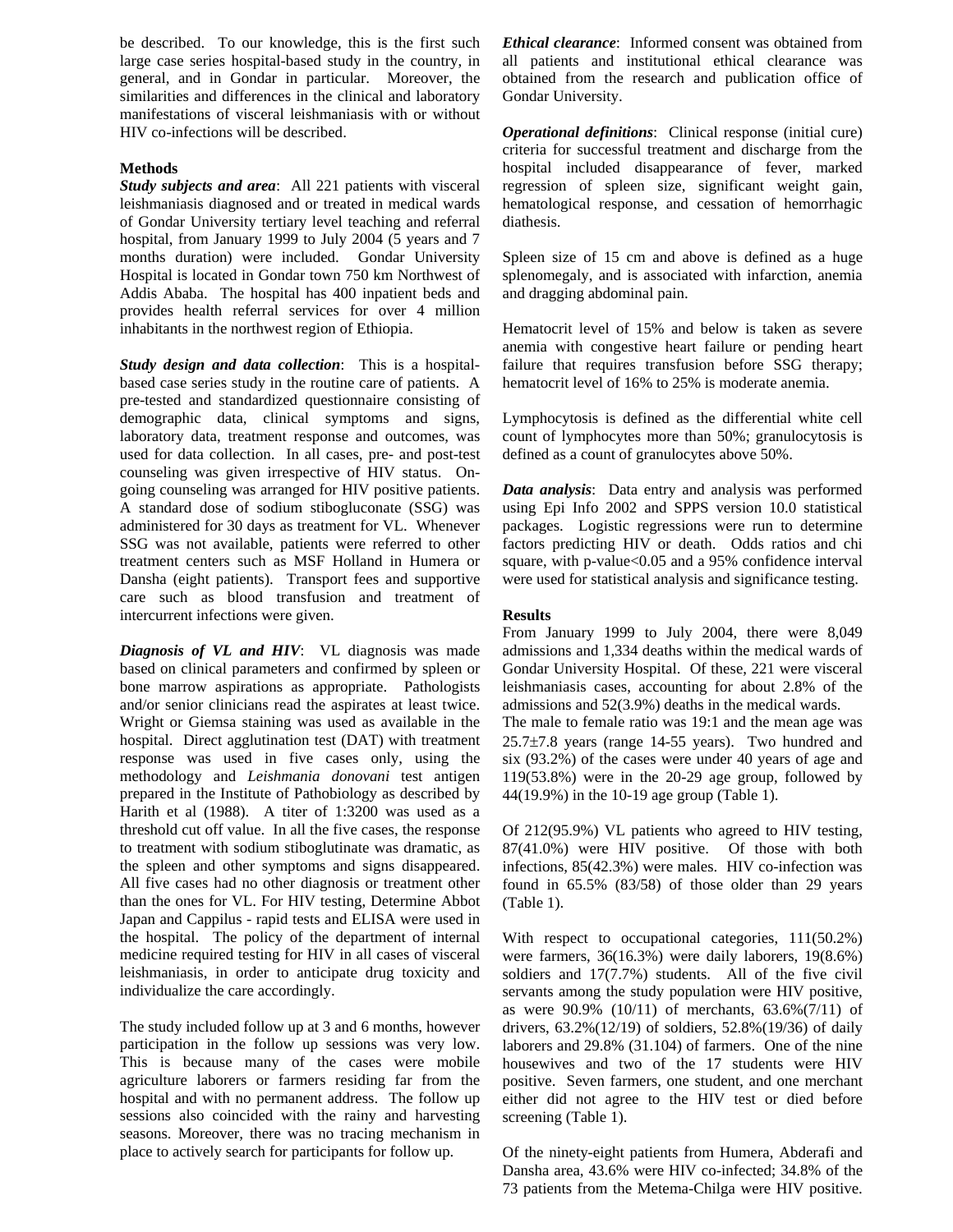be described. To our knowledge, this is the first such large case series hospital-based study in the country, in general, and in Gondar in particular. Moreover, the similarities and differences in the clinical and laboratory manifestations of visceral leishmaniasis with or without HIV co-infections will be described.

## Methods

***Study subjects and area***: All 221 patients with visceral leishmaniasis diagnosed and or treated in medical wards of Gondar University tertiary level teaching and referral hospital, from January 1999 to July 2004 (5 years and 7 months duration) were included. Gondar University Hospital is located in Gondar town 750 km Northwest of Addis Ababa. The hospital has 400 inpatient beds and provides health referral services for over 4 million inhabitants in the northwest region of Ethiopia.

***Study design and data collection***: This is a hospital-based case series study in the routine care of patients. A pre-tested and standardized questionnaire consisting of demographic data, clinical symptoms and signs, laboratory data, treatment response and outcomes, was used for data collection. In all cases, pre- and post-test counseling was given irrespective of HIV status. On-going counseling was arranged for HIV positive patients. A standard dose of sodium stibogluconate (SSG) was administered for 30 days as treatment for VL. Whenever SSG was not available, patients were referred to other treatment centers such as MSF Holland in Humera or Dansha (eight patients). Transport fees and supportive care such as blood transfusion and treatment of intercurrent infections were given.

***Diagnosis of VL and HIV***: VL diagnosis was made based on clinical parameters and confirmed by spleen or bone marrow aspirations as appropriate. Pathologists and/or senior clinicians read the aspirates at least twice. Wright or Giemsa staining was used as available in the hospital. Direct agglutination test (DAT) with treatment response was used in five cases only, using the methodology and *Leishmania donovani* test antigen prepared in the Institute of Pathobiology as described by Harith et al (1988). A titer of 1:3200 was used as a threshold cut off value. In all the five cases, the response to treatment with sodium stiboglutinate was dramatic, as the spleen and other symptoms and signs disappeared. All five cases had no other diagnosis or treatment other than the ones for VL. For HIV testing, Determine Abbot Japan and Cappilus - rapid tests and ELISA were used in the hospital. The policy of the department of internal medicine required testing for HIV in all cases of visceral leishmaniasis, in order to anticipate drug toxicity and individualize the care accordingly.

The study included follow up at 3 and 6 months, however participation in the follow up sessions was very low. This is because many of the cases were mobile agriculture laborers or farmers residing far from the hospital and with no permanent address. The follow up sessions also coincided with the rainy and harvesting seasons. Moreover, there was no tracing mechanism in place to actively search for participants for follow up.

***Ethical clearance***: Informed consent was obtained from all patients and institutional ethical clearance was obtained from the research and publication office of Gondar University.

***Operational definitions***: Clinical response (initial cure) criteria for successful treatment and discharge from the hospital included disappearance of fever, marked regression of spleen size, significant weight gain, hematological response, and cessation of hemorrhagic diathesis.

Spleen size of 15 cm and above is defined as a huge splenomegaly, and is associated with infarction, anemia and dragging abdominal pain.

Hematocrit level of 15% and below is taken as severe anemia with congestive heart failure or pending heart failure that requires transfusion before SSG therapy; hematocrit level of 16% to 25% is moderate anemia.

Lymphocytosis is defined as the differential white cell count of lymphocytes more than 50%; granulocytosis is defined as a count of granulocytes above 50%.

***Data analysis***: Data entry and analysis was performed using Epi Info 2002 and SPPS version 10.0 statistical packages. Logistic regressions were run to determine factors predicting HIV or death. Odds ratios and chi square, with p-value<0.05 and a 95% confidence interval were used for statistical analysis and significance testing.

## Results

From January 1999 to July 2004, there were 8,049 admissions and 1,334 deaths within the medical wards of Gondar University Hospital. Of these, 221 were visceral leishmaniasis cases, accounting for about 2.8% of the admissions and 52(3.9%) deaths in the medical wards.
The male to female ratio was 19:1 and the mean age was 25.7±7.8 years (range 14-55 years). Two hundred and six (93.2%) of the cases were under 40 years of age and 119(53.8%) were in the 20-29 age group, followed by 44(19.9%) in the 10-19 age group (Table 1).

Of 212(95.9%) VL patients who agreed to HIV testing, 87(41.0%) were HIV positive. Of those with both infections, 85(42.3%) were males. HIV co-infection was found in 65.5% (83/58) of those older than 29 years (Table 1).

With respect to occupational categories, 111(50.2%) were farmers, 36(16.3%) were daily laborers, 19(8.6%) soldiers and 17(7.7%) students. All of the five civil servants among the study population were HIV positive, as were 90.9% (10/11) of merchants, 63.6%(7/11) of drivers, 63.2%(12/19) of soldiers, 52.8%(19/36) of daily laborers and 29.8% (31.104) of farmers. One of the nine housewives and two of the 17 students were HIV positive. Seven farmers, one student, and one merchant either did not agree to the HIV test or died before screening (Table 1).

Of the ninety-eight patients from Humera, Abderafi and Dansha area, 43.6% were HIV co-infected; 34.8% of the 73 patients from the Metema-Chilga were HIV positive.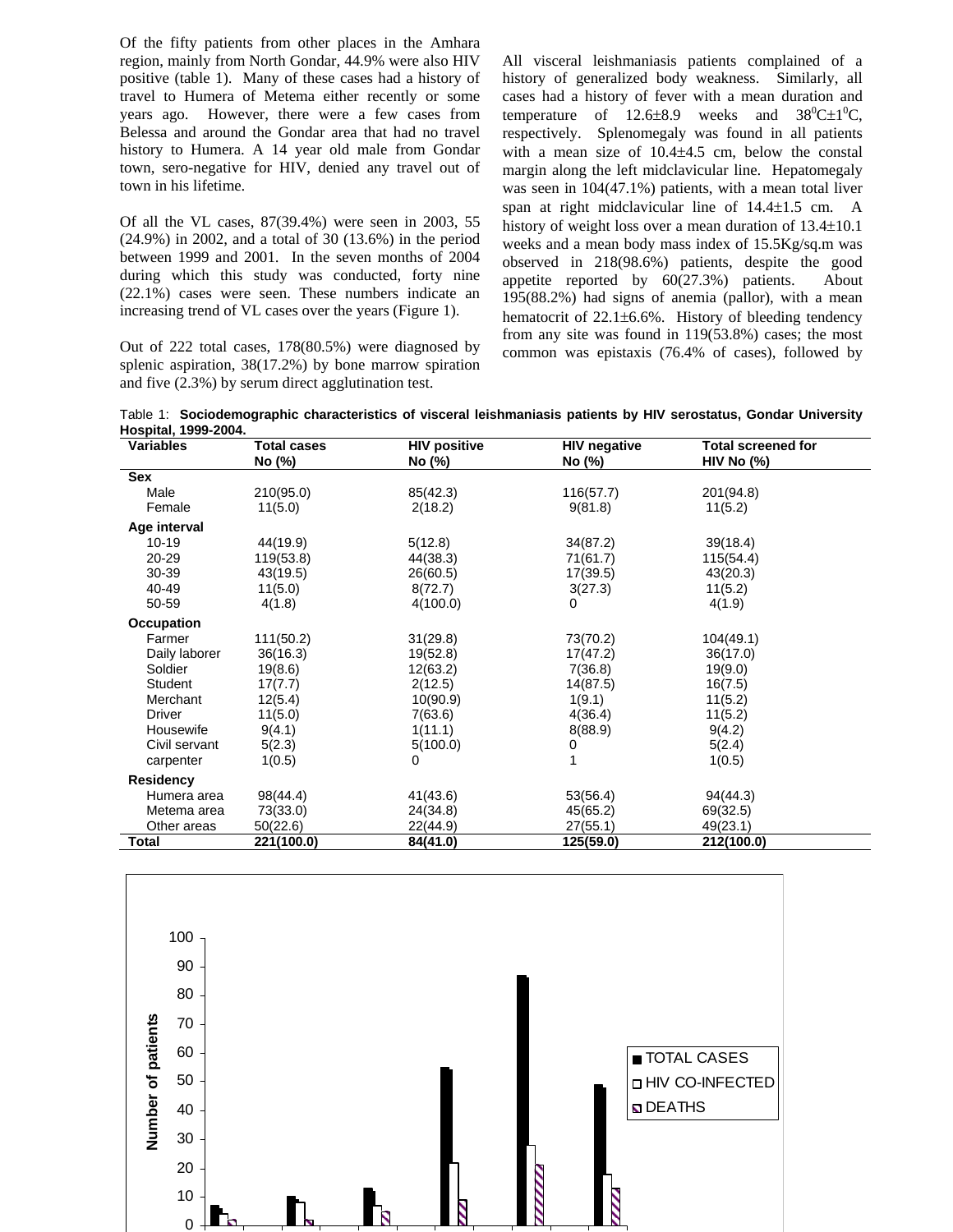Of the fifty patients from other places in the Amhara region, mainly from North Gondar, 44.9% were also HIV positive (table 1). Many of these cases had a history of travel to Humera of Metema either recently or some years ago. However, there were a few cases from Belessa and around the Gondar area that had no travel history to Humera. A 14 year old male from Gondar town, sero-negative for HIV, denied any travel out of town in his lifetime.

Of all the VL cases, 87(39.4%) were seen in 2003, 55 (24.9%) in 2002, and a total of 30 (13.6%) in the period between 1999 and 2001. In the seven months of 2004 during which this study was conducted, forty nine (22.1%) cases were seen. These numbers indicate an increasing trend of VL cases over the years (Figure 1).

Out of 222 total cases, 178(80.5%) were diagnosed by splenic aspiration, 38(17.2%) by bone marrow spiration and five (2.3%) by serum direct agglutination test.

All visceral leishmaniasis patients complained of a history of generalized body weakness. Similarly, all cases had a history of fever with a mean duration and temperature of 12.6±8.9 weeks and $38^0C \pm 1^0C$, respectively. Splenomegaly was found in all patients with a mean size of 10.4±4.5 cm, below the constal margin along the left midclavicular line. Hepatomegaly was seen in 104(47.1%) patients, with a mean total liver span at right midclavicular line of 14.4±1.5 cm. A history of weight loss over a mean duration of 13.4±10.1 weeks and a mean body mass index of 15.5Kg/sq.m was observed in 218(98.6%) patients, despite the good appetite reported by 60(27.3%) patients. About 195(88.2%) had signs of anemia (pallor), with a mean hematocrit of 22.1±6.6%. History of bleeding tendency from any site was found in 119(53.8%) cases; the most common was epistaxis (76.4% of cases), followed by

Table 1: **Sociodemographic characteristics of visceral leishmaniasis patients by HIV serostatus, Gondar University Hospital, 1999-2004.**

| Variables | Total cases No (%) | HIV positive No (%) | HIV negative No (%) | Total screened for HIV No (%) |
|---|---|---|---|---|
| **Sex** | | | | |
| Male | 210(95.0) | 85(42.3) | 116(57.7) | 201(94.8) |
| Female | 11(5.0) | 2(18.2) | 9(81.8) | 11(5.2) |
| **Age interval** | | | | |
| 10-19 | 44(19.9) | 5(12.8) | 34(87.2) | 39(18.4) |
| 20-29 | 119(53.8) | 44(38.3) | 71(61.7) | 115(54.4) |
| 30-39 | 43(19.5) | 26(60.5) | 17(39.5) | 43(20.3) |
| 40-49 | 11(5.0) | 8(72.7) | 3(27.3) | 11(5.2) |
| 50-59 | 4(1.8) | 4(100.0) | 0 | 4(1.9) |
| **Occupation** | | | | |
| Farmer | 111(50.2) | 31(29.8) | 73(70.2) | 104(49.1) |
| Daily laborer | 36(16.3) | 19(52.8) | 17(47.2) | 36(17.0) |
| Soldier | 19(8.6) | 12(63.2) | 7(36.8) | 19(9.0) |
| Student | 17(7.7) | 2(12.5) | 14(87.5) | 16(7.5) |
| Merchant | 12(5.4) | 10(90.9) | 1(9.1) | 11(5.2) |
| Driver | 11(5.0) | 7(63.6) | 4(36.4) | 11(5.2) |
| Housewife | 9(4.1) | 1(11.1) | 8(88.9) | 9(4.2) |
| Civil servant | 5(2.3) | 5(100.0) | 0 | 5(2.4) |
| carpenter | 1(0.5) | 0 | 1 | 1(0.5) |
| **Residency** | | | | |
| Humera area | 98(44.4) | 41(43.6) | 53(56.4) | 94(44.3) |
| Metema area | 73(33.0) | 24(34.8) | 45(65.2) | 69(32.5) |
| Other areas | 50(22.6) | 22(44.9) | 27(55.1) | 49(23.1) |
| **Total** | **221(100.0)** | **84(41.0)** | **125(59.0)** | **212(100.0)** |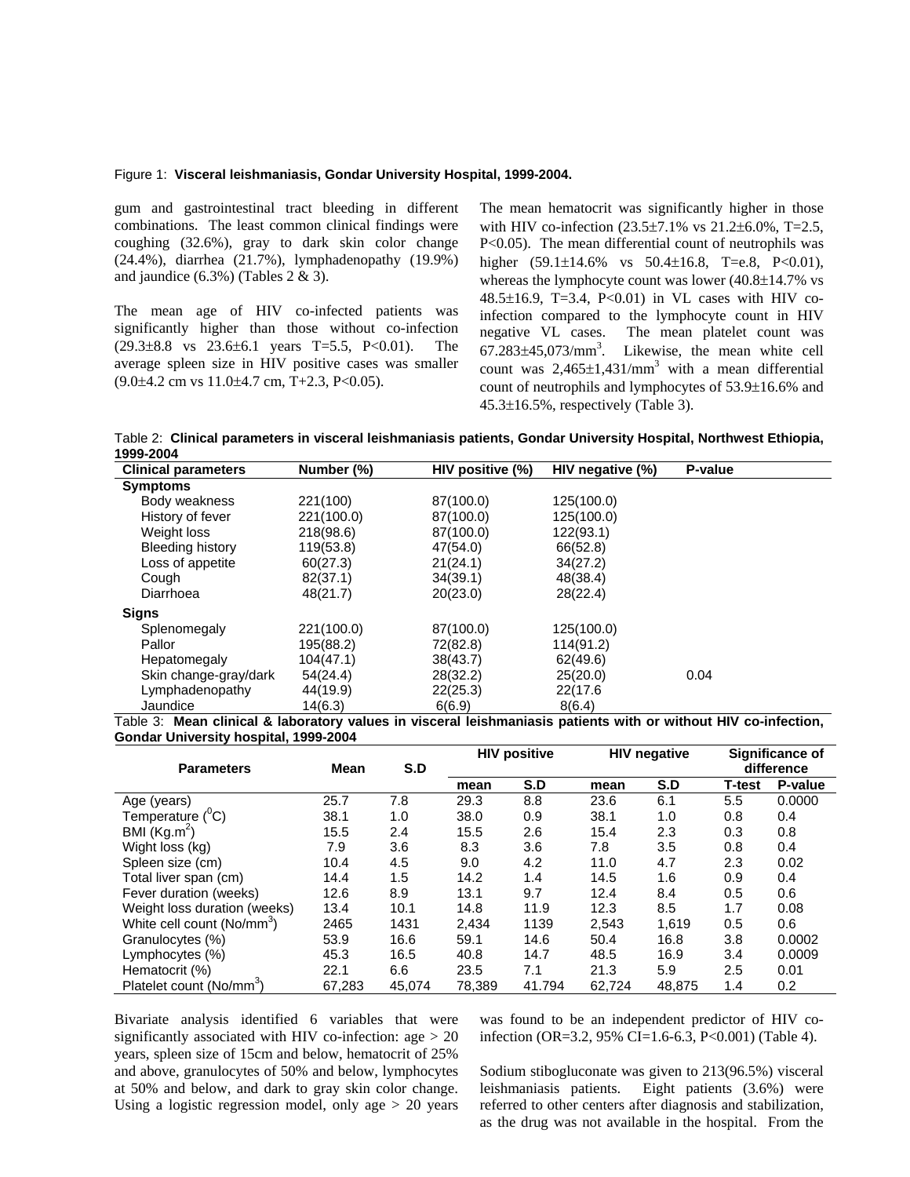Figure 1: **Visceral leishmaniasis, Gondar University Hospital, 1999-2004.**

gum and gastrointestinal tract bleeding in different combinations. The least common clinical findings were coughing (32.6%), gray to dark skin color change (24.4%), diarrhea (21.7%), lymphadenopathy (19.9%) and jaundice (6.3%) (Tables 2 & 3).

The mean age of HIV co-infected patients was significantly higher than those without co-infection (29.3±8.8 vs 23.6±6.1 years T=5.5, P<0.01). The average spleen size in HIV positive cases was smaller (9.0±4.2 cm vs 11.0±4.7 cm, T+2.3, P<0.05).

The mean hematocrit was significantly higher in those with HIV co-infection (23.5±7.1% vs 21.2±6.0%, T=2.5, P<0.05). The mean differential count of neutrophils was higher (59.1±14.6% vs 50.4±16.8, T=e.8, P<0.01), whereas the lymphocyte count was lower (40.8±14.7% vs 48.5±16.9, T=3.4, P<0.01) in VL cases with HIV co-infection compared to the lymphocyte count in HIV negative VL cases. The mean platelet count was 67.283±45,073/mm$^3$. Likewise, the mean white cell count was 2,465±1,431/mm$^3$ with a mean differential count of neutrophils and lymphocytes of 53.9±16.6% and 45.3±16.5%, respectively (Table 3).

Table 2: **Clinical parameters in visceral leishmaniasis patients, Gondar University Hospital, Northwest Ethiopia, 1999-2004**

| Clinical parameters | Number (%) | HIV positive (%) | HIV negative (%) | P-value |
|---|---|---|---|---|
| **Symptoms** | | | | |
| Body weakness | 221(100) | 87(100.0) | 125(100.0) | |
| History of fever | 221(100.0) | 87(100.0) | 125(100.0) | |
| Weight loss | 218(98.6) | 87(100.0) | 122(93.1) | |
| Bleeding history | 119(53.8) | 47(54.0) | 66(52.8) | |
| Loss of appetite | 60(27.3) | 21(24.1) | 34(27.2) | |
| Cough | 82(37.1) | 34(39.1) | 48(38.4) | |
| Diarrhoea | 48(21.7) | 20(23.0) | 28(22.4) | |
| **Signs** | | | | |
| Splenomegaly | 221(100.0) | 87(100.0) | 125(100.0) | |
| Pallor | 195(88.2) | 72(82.8) | 114(91.2) | |
| Hepatomegaly | 104(47.1) | 38(43.7) | 62(49.6) | |
| Skin change-gray/dark | 54(24.4) | 28(32.2) | 25(20.0) | 0.04 |
| Lymphadenopathy | 44(19.9) | 22(25.3) | 22(17.6 | |
| Jaundice | 14(6.3) | 6(6.9) | 8(6.4) | |

Table 3: **Mean clinical & laboratory values in visceral leishmaniasis patients with or without HIV co-infection, Gondar University hospital, 1999-2004**

| Parameters | Mean | S.D | HIV positive | | HIV negative | | Significance of difference | |
|---|---|---|---|---|---|---|---|---|
| | | | mean | S.D | mean | S.D | T-test | P-value |
| Age (years) | 25.7 | 7.8 | 29.3 | 8.8 | 23.6 | 6.1 | 5.5 | 0.0000 |
| Temperature ($^0$C) | 38.1 | 1.0 | 38.0 | 0.9 | 38.1 | 1.0 | 0.8 | 0.4 |
| BMI (Kg.m$^2$) | 15.5 | 2.4 | 15.5 | 2.6 | 15.4 | 2.3 | 0.3 | 0.8 |
| Wight loss (kg) | 7.9 | 3.6 | 8.3 | 3.6 | 7.8 | 3.5 | 0.8 | 0.4 |
| Spleen size (cm) | 10.4 | 4.5 | 9.0 | 4.2 | 11.0 | 4.7 | 2.3 | 0.02 |
| Total liver span (cm) | 14.4 | 1.5 | 14.2 | 1.4 | 14.5 | 1.6 | 0.9 | 0.4 |
| Fever duration (weeks) | 12.6 | 8.9 | 13.1 | 9.7 | 12.4 | 8.4 | 0.5 | 0.6 |
| Weight loss duration (weeks) | 13.4 | 10.1 | 14.8 | 11.9 | 12.3 | 8.5 | 1.7 | 0.08 |
| White cell count (No/mm$^3$) | 2465 | 1431 | 2,434 | 1139 | 2,543 | 1,619 | 0.5 | 0.6 |
| Granulocytes (%) | 53.9 | 16.6 | 59.1 | 14.6 | 50.4 | 16.8 | 3.8 | 0.0002 |
| Lymphocytes (%) | 45.3 | 16.5 | 40.8 | 14.7 | 48.5 | 16.9 | 3.4 | 0.0009 |
| Hematocrit (%) | 22.1 | 6.6 | 23.5 | 7.1 | 21.3 | 5.9 | 2.5 | 0.01 |
| Platelet count (No/mm$^3$) | 67,283 | 45,074 | 78,389 | 41.794 | 62,724 | 48,875 | 1.4 | 0.2 |

Bivariate analysis identified 6 variables that were significantly associated with HIV co-infection: age > 20 years, spleen size of 15cm and below, hematocrit of 25% and above, granulocytes of 50% and below, lymphocytes at 50% and below, and dark to gray skin color change. Using a logistic regression model, only age > 20 years was found to be an independent predictor of HIV co-infection (OR=3.2, 95% CI=1.6-6.3, P<0.001) (Table 4).

Sodium stibogluconate was given to 213(96.5%) visceral leishmaniasis patients. Eight patients (3.6%) were referred to other centers after diagnosis and stabilization, as the drug was not available in the hospital. From the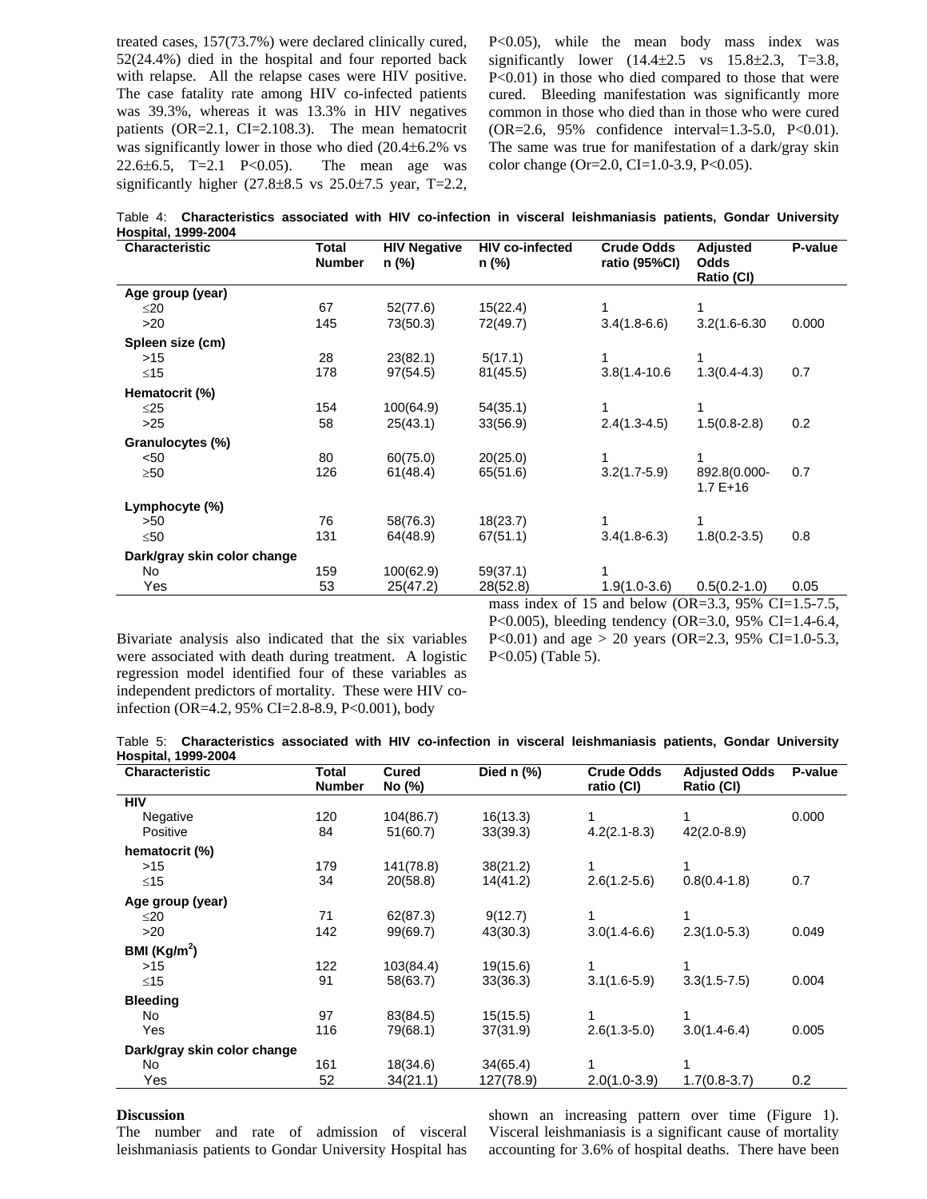treated cases, 157(73.7%) were declared clinically cured, 52(24.4%) died in the hospital and four reported back with relapse. All the relapse cases were HIV positive. The case fatality rate among HIV co-infected patients was 39.3%, whereas it was 13.3% in HIV negatives patients (OR=2.1, CI=2.108.3). The mean hematocrit was significantly lower in those who died (20.4±6.2% vs 22.6±6.5, T=2.1 P<0.05). The mean age was significantly higher (27.8±8.5 vs 25.0±7.5 year, T=2.2, P<0.05), while the mean body mass index was significantly lower (14.4±2.5 vs 15.8±2.3, T=3.8, P<0.01) in those who died compared to those that were cured. Bleeding manifestation was significantly more common in those who died than in those who were cured (OR=2.6, 95% confidence interval=1.3-5.0, P<0.01). The same was true for manifestation of a dark/gray skin color change (Or=2.0, CI=1.0-3.9, P<0.05).

Table 4: **Characteristics associated with HIV co-infection in visceral leishmaniasis patients, Gondar University Hospital, 1999-2004**

| Characteristic | Total Number | HIV Negative n (%) | HIV co-infected n (%) | Crude Odds ratio (95%CI) | Adjusted Odds Ratio (CI) | P-value |
|---|---|---|---|---|---|---|
| **Age group (year)** | | | | | | |
| ≤20 | 67 | 52(77.6) | 15(22.4) | 1 | 1 | |
| >20 | 145 | 73(50.3) | 72(49.7) | 3.4(1.8-6.6) | 3.2(1.6-6.30 | 0.000 |
| **Spleen size (cm)** | | | | | | |
| >15 | 28 | 23(82.1) | 5(17.1) | 1 | 1 | |
| ≤15 | 178 | 97(54.5) | 81(45.5) | 3.8(1.4-10.6 | 1.3(0.4-4.3) | 0.7 |
| **Hematocrit (%)** | | | | | | |
| ≤25 | 154 | 100(64.9) | 54(35.1) | 1 | 1 | |
| >25 | 58 | 25(43.1) | 33(56.9) | 2.4(1.3-4.5) | 1.5(0.8-2.8) | 0.2 |
| **Granulocytes (%)** | | | | | | |
| <50 | 80 | 60(75.0) | 20(25.0) | 1 | 1 | |
| ≥50 | 126 | 61(48.4) | 65(51.6) | 3.2(1.7-5.9) | 892.8(0.000-1.7 E+16 | 0.7 |
| **Lymphocyte (%)** | | | | | | |
| >50 | 76 | 58(76.3) | 18(23.7) | 1 | 1 | |
| ≤50 | 131 | 64(48.9) | 67(51.1) | 3.4(1.8-6.3) | 1.8(0.2-3.5) | 0.8 |
| **Dark/gray skin color change** | | | | | | |
| No | 159 | 100(62.9) | 59(37.1) | 1 | | |
| Yes | 53 | 25(47.2) | 28(52.8) | 1.9(1.0-3.6) | 0.5(0.2-1.0) | 0.05 |

Bivariate analysis also indicated that the six variables were associated with death during treatment. A logistic regression model identified four of these variables as independent predictors of mortality. These were HIV co-infection (OR=4.2, 95% CI=2.8-8.9, P<0.001), body mass index of 15 and below (OR=3.3, 95% CI=1.5-7.5, P<0.005), bleeding tendency (OR=3.0, 95% CI=1.4-6.4, P<0.01) and age > 20 years (OR=2.3, 95% CI=1.0-5.3, P<0.05) (Table 5).

Table 5: **Characteristics associated with HIV co-infection in visceral leishmaniasis patients, Gondar University Hospital, 1999-2004**

| Characteristic | Total Number | Cured No (%) | Died n (%) | Crude Odds ratio (CI) | Adjusted Odds Ratio (CI) | P-value |
|---|---|---|---|---|---|---|
| **HIV** | | | | | | |
| Negative | 120 | 104(86.7) | 16(13.3) | 1 | 1 | 0.000 |
| Positive | 84 | 51(60.7) | 33(39.3) | 4.2(2.1-8.3) | 42(2.0-8.9) | |
| **hematocrit (%)** | | | | | | |
| >15 | 179 | 141(78.8) | 38(21.2) | 1 | 1 | |
| ≤15 | 34 | 20(58.8) | 14(41.2) | 2.6(1.2-5.6) | 0.8(0.4-1.8) | 0.7 |
| **Age group (year)** | | | | | | |
| ≤20 | 71 | 62(87.3) | 9(12.7) | 1 | 1 | |
| >20 | 142 | 99(69.7) | 43(30.3) | 3.0(1.4-6.6) | 2.3(1.0-5.3) | 0.049 |
| **BMI (Kg/m$^2$)** | | | | | | |
| >15 | 122 | 103(84.4) | 19(15.6) | 1 | 1 | |
| ≤15 | 91 | 58(63.7) | 33(36.3) | 3.1(1.6-5.9) | 3.3(1.5-7.5) | 0.004 |
| **Bleeding** | | | | | | |
| No | 97 | 83(84.5) | 15(15.5) | 1 | 1 | |
| Yes | 116 | 79(68.1) | 37(31.9) | 2.6(1.3-5.0) | 3.0(1.4-6.4) | 0.005 |
| **Dark/gray skin color change** | | | | | | |
| No | 161 | 18(34.6) | 34(65.4) | 1 | 1 | |
| Yes | 52 | 34(21.1) | 127(78.9) | 2.0(1.0-3.9) | 1.7(0.8-3.7) | 0.2 |

**Discussion**

The number and rate of admission of visceral leishmaniasis patients to Gondar University Hospital has shown an increasing pattern over time (Figure 1). Visceral leishmaniasis is a significant cause of mortality accounting for 3.6% of hospital deaths. There have been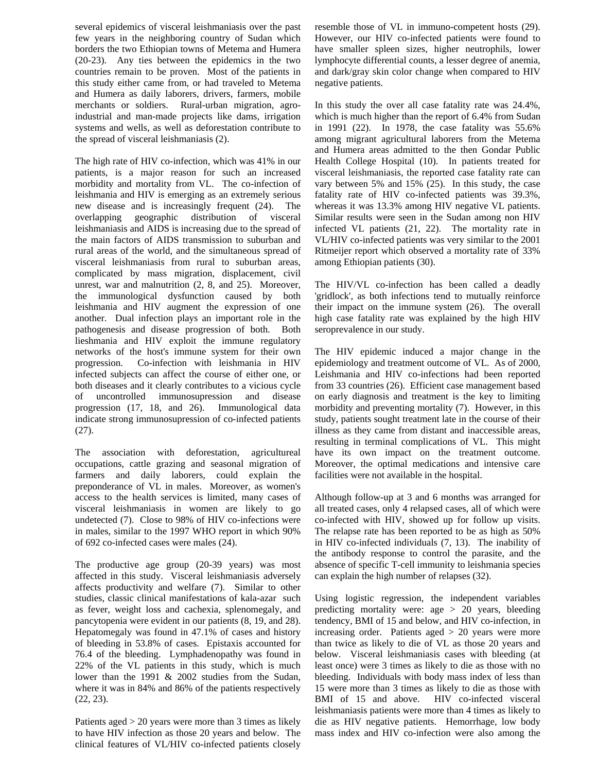several epidemics of visceral leishmaniasis over the past few years in the neighboring country of Sudan which borders the two Ethiopian towns of Metema and Humera (20-23). Any ties between the epidemics in the two countries remain to be proven. Most of the patients in this study either came from, or had traveled to Metema and Humera as daily laborers, drivers, farmers, mobile merchants or soldiers. Rural-urban migration, agro-industrial and man-made projects like dams, irrigation systems and wells, as well as deforestation contribute to the spread of visceral leishmaniasis (2).

The high rate of HIV co-infection, which was 41% in our patients, is a major reason for such an increased morbidity and mortality from VL. The co-infection of leishmania and HIV is emerging as an extremely serious new disease and is increasingly frequent (24). The overlapping geographic distribution of visceral leishmaniasis and AIDS is increasing due to the spread of the main factors of AIDS transmission to suburban and rural areas of the world, and the simultaneous spread of visceral leishmaniasis from rural to suburban areas, complicated by mass migration, displacement, civil unrest, war and malnutrition (2, 8, and 25). Moreover, the immunological dysfunction caused by both leishmania and HIV augment the expression of one another. Dual infection plays an important role in the pathogenesis and disease progression of both. Both lieshmania and HIV exploit the immune regulatory networks of the host's immune system for their own progression. Co-infection with leishmania in HIV infected subjects can affect the course of either one, or both diseases and it clearly contributes to a vicious cycle of uncontrolled immunosupression and disease progression (17, 18, and 26). Immunological data indicate strong immunosupression of co-infected patients (27).

The association with deforestation, agricultureal occupations, cattle grazing and seasonal migration of farmers and daily laborers, could explain the preponderance of VL in males. Moreover, as women's access to the health services is limited, many cases of visceral leishmaniasis in women are likely to go undetected (7). Close to 98% of HIV co-infections were in males, similar to the 1997 WHO report in which 90% of 692 co-infected cases were males (24).

The productive age group (20-39 years) was most affected in this study. Visceral leishmaniasis adversely affects productivity and welfare (7). Similar to other studies, classic clinical manifestations of kala-azar such as fever, weight loss and cachexia, splenomegaly, and pancytopenia were evident in our patients (8, 19, and 28). Hepatomegaly was found in 47.1% of cases and history of bleeding in 53.8% of cases. Epistaxis accounted for 76.4 of the bleeding. Lymphadenopathy was found in 22% of the VL patients in this study, which is much lower than the 1991 & 2002 studies from the Sudan, where it was in 84% and 86% of the patients respectively (22, 23).

Patients aged > 20 years were more than 3 times as likely to have HIV infection as those 20 years and below. The clinical features of VL/HIV co-infected patients closely resemble those of VL in immuno-competent hosts (29). However, our HIV co-infected patients were found to have smaller spleen sizes, higher neutrophils, lower lymphocyte differential counts, a lesser degree of anemia, and dark/gray skin color change when compared to HIV negative patients.

In this study the over all case fatality rate was 24.4%, which is much higher than the report of 6.4% from Sudan in 1991 (22). In 1978, the case fatality was 55.6% among migrant agricultural laborers from the Metema and Humera areas admitted to the then Gondar Public Health College Hospital (10). In patients treated for visceral leishmaniasis, the reported case fatality rate can vary between 5% and 15% (25). In this study, the case fatality rate of HIV co-infected patients was 39.3%, whereas it was 13.3% among HIV negative VL patients. Similar results were seen in the Sudan among non HIV infected VL patients (21, 22). The mortality rate in VL/HIV co-infected patients was very similar to the 2001 Ritmeijer report which observed a mortality rate of 33% among Ethiopian patients (30).

The HIV/VL co-infection has been called a deadly 'gridlock', as both infections tend to mutually reinforce their impact on the immune system (26). The overall high case fatality rate was explained by the high HIV seroprevalence in our study.

The HIV epidemic induced a major change in the epidemiology and treatment outcome of VL. As of 2000, Leishmania and HIV co-infections had been reported from 33 countries (26). Efficient case management based on early diagnosis and treatment is the key to limiting morbidity and preventing mortality (7). However, in this study, patients sought treatment late in the course of their illness as they came from distant and inaccessible areas, resulting in terminal complications of VL. This might have its own impact on the treatment outcome. Moreover, the optimal medications and intensive care facilities were not available in the hospital.

Although follow-up at 3 and 6 months was arranged for all treated cases, only 4 relapsed cases, all of which were co-infected with HIV, showed up for follow up visits. The relapse rate has been reported to be as high as 50% in HIV co-infected individuals (7, 13). The inability of the antibody response to control the parasite, and the absence of specific T-cell immunity to leishmania species can explain the high number of relapses (32).

Using logistic regression, the independent variables predicting mortality were: age > 20 years, bleeding tendency, BMI of 15 and below, and HIV co-infection, in increasing order. Patients aged > 20 years were more than twice as likely to die of VL as those 20 years and below. Visceral leishmaniasis cases with bleeding (at least once) were 3 times as likely to die as those with no bleeding. Individuals with body mass index of less than 15 were more than 3 times as likely to die as those with BMI of 15 and above. HIV co-infected visceral leishmaniasis patients were more than 4 times as likely to die as HIV negative patients. Hemorrhage, low body mass index and HIV co-infection were also among the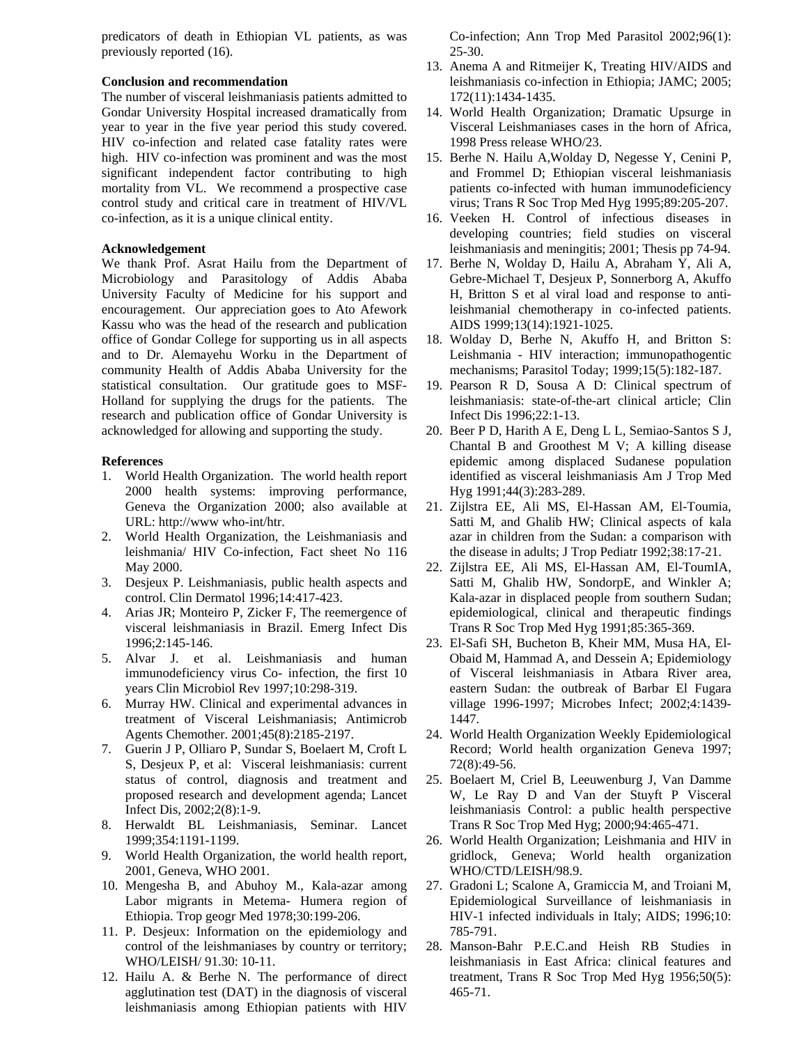predicators of death in Ethiopian VL patients, as was previously reported (16).

**Conclusion and recommendation**

The number of visceral leishmaniasis patients admitted to Gondar University Hospital increased dramatically from year to year in the five year period this study covered. HIV co-infection and related case fatality rates were high. HIV co-infection was prominent and was the most significant independent factor contributing to high mortality from VL. We recommend a prospective case control study and critical care in treatment of HIV/VL co-infection, as it is a unique clinical entity.

**Acknowledgement**

We thank Prof. Asrat Hailu from the Department of Microbiology and Parasitology of Addis Ababa University Faculty of Medicine for his support and encouragement. Our appreciation goes to Ato Afework Kassu who was the head of the research and publication office of Gondar College for supporting us in all aspects and to Dr. Alemayehu Worku in the Department of community Health of Addis Ababa University for the statistical consultation. Our gratitude goes to MSF-Holland for supplying the drugs for the patients. The research and publication office of Gondar University is acknowledged for allowing and supporting the study.

**References**

1. World Health Organization. The world health report 2000 health systems: improving performance, Geneva the Organization 2000; also available at URL: http://www who-int/htr.
2. World Health Organization, the Leishmaniasis and leishmania/ HIV Co-infection, Fact sheet No 116 May 2000.
3. Desjeux P. Leishmaniasis, public health aspects and control. Clin Dermatol 1996;14:417-423.
4. Arias JR; Monteiro P, Zicker F, The reemergence of visceral leishmaniasis in Brazil. Emerg Infect Dis 1996;2:145-146.
5. Alvar J. et al. Leishmaniasis and human immunodeficiency virus Co- infection, the first 10 years Clin Microbiol Rev 1997;10:298-319.
6. Murray HW. Clinical and experimental advances in treatment of Visceral Leishmaniasis; Antimicrob Agents Chemother. 2001;45(8):2185-2197.
7. Guerin J P, Olliaro P, Sundar S, Boelaert M, Croft L S, Desjeux P, et al: Visceral leishmaniasis: current status of control, diagnosis and treatment and proposed research and development agenda; Lancet Infect Dis, 2002;2(8):1-9.
8. Herwaldt BL Leishmaniasis, Seminar. Lancet 1999;354:1191-1199.
9. World Health Organization, the world health report, 2001, Geneva, WHO 2001.
10. Mengesha B, and Abuhoy M., Kala-azar among Labor migrants in Metema- Humera region of Ethiopia. Trop geogr Med 1978;30:199-206.
11. P. Desjeux: Information on the epidemiology and control of the leishmaniases by country or territory; WHO/LEISH/ 91.30: 10-11.
12. Hailu A. & Berhe N. The performance of direct agglutination test (DAT) in the diagnosis of visceral leishmaniasis among Ethiopian patients with HIV Co-infection; Ann Trop Med Parasitol 2002;96(1): 25-30.
13. Anema A and Ritmeijer K, Treating HIV/AIDS and leishmaniasis co-infection in Ethiopia; JAMC; 2005; 172(11):1434-1435.
14. World Health Organization; Dramatic Upsurge in Visceral Leishmaniases cases in the horn of Africa, 1998 Press release WHO/23.
15. Berhe N. Hailu A,Wolday D, Negesse Y, Cenini P, and Frommel D; Ethiopian visceral leishmaniasis patients co-infected with human immunodeficiency virus; Trans R Soc Trop Med Hyg 1995;89:205-207.
16. Veeken H. Control of infectious diseases in developing countries; field studies on visceral leishmaniasis and meningitis; 2001; Thesis pp 74-94.
17. Berhe N, Wolday D, Hailu A, Abraham Y, Ali A, Gebre-Michael T, Desjeux P, Sonnerborg A, Akuffo H, Britton S et al viral load and response to anti-leishmanial chemotherapy in co-infected patients. AIDS 1999;13(14):1921-1025.
18. Wolday D, Berhe N, Akuffo H, and Britton S: Leishmania - HIV interaction; immunopathogentic mechanisms; Parasitol Today; 1999;15(5):182-187.
19. Pearson R D, Sousa A D: Clinical spectrum of leishmaniasis: state-of-the-art clinical article; Clin Infect Dis 1996;22:1-13.
20. Beer P D, Harith A E, Deng L L, Semiao-Santos S J, Chantal B and Groothest M V; A killing disease epidemic among displaced Sudanese population identified as visceral leishmaniasis Am J Trop Med Hyg 1991;44(3):283-289.
21. Zijlstra EE, Ali MS, El-Hassan AM, El-Toumia, Satti M, and Ghalib HW; Clinical aspects of kala azar in children from the Sudan: a comparison with the disease in adults; J Trop Pediatr 1992;38:17-21.
22. Zijlstra EE, Ali MS, El-Hassan AM, El-ToumIA, Satti M, Ghalib HW, SondorpE, and Winkler A; Kala-azar in displaced people from southern Sudan; epidemiological, clinical and therapeutic findings Trans R Soc Trop Med Hyg 1991;85:365-369.
23. El-Safi SH, Bucheton B, Kheir MM, Musa HA, El-Obaid M, Hammad A, and Dessein A; Epidemiology of Visceral leishmaniasis in Atbara River area, eastern Sudan: the outbreak of Barbar El Fugara village 1996-1997; Microbes Infect; 2002;4:1439-1447.
24. World Health Organization Weekly Epidemiological Record; World health organization Geneva 1997; 72(8):49-56.
25. Boelaert M, Criel B, Leeuwenburg J, Van Damme W, Le Ray D and Van der Stuyft P Visceral leishmaniasis Control: a public health perspective Trans R Soc Trop Med Hyg; 2000;94:465-471.
26. World Health Organization; Leishmania and HIV in gridlock, Geneva; World health organization WHO/CTD/LEISH/98.9.
27. Gradoni L; Scalone A, Gramiccia M, and Troiani M, Epidemiological Surveillance of leishmaniasis in HIV-1 infected individuals in Italy; AIDS; 1996;10: 785-791.
28. Manson-Bahr P.E.C.and Heish RB Studies in leishmaniasis in East Africa: clinical features and treatment, Trans R Soc Trop Med Hyg 1956;50(5): 465-71.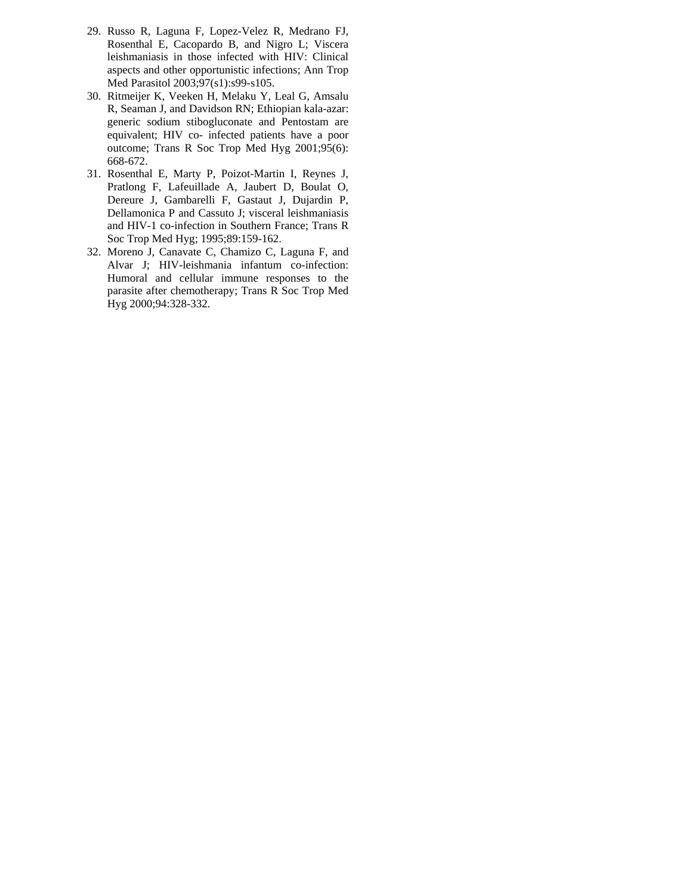29. Russo R, Laguna F, Lopez-Velez R, Medrano FJ, Rosenthal E, Cacopardo B, and Nigro L; Viscera leishmaniasis in those infected with HIV: Clinical aspects and other opportunistic infections; Ann Trop Med Parasitol 2003;97(s1):s99-s105.
30. Ritmeijer K, Veeken H, Melaku Y, Leal G, Amsalu R, Seaman J, and Davidson RN; Ethiopian kala-azar: generic sodium stibogluconate and Pentostam are equivalent; HIV co- infected patients have a poor outcome; Trans R Soc Trop Med Hyg 2001;95(6): 668-672.
31. Rosenthal E, Marty P, Poizot-Martin I, Reynes J, Pratlong F, Lafeuillade A, Jaubert D, Boulat O, Dereure J, Gambarelli F, Gastaut J, Dujardin P, Dellamonica P and Cassuto J; visceral leishmaniasis and HIV-1 co-infection in Southern France; Trans R Soc Trop Med Hyg; 1995;89:159-162.
32. Moreno J, Canavate C, Chamizo C, Laguna F, and Alvar J; HIV-leishmania infantum co-infection: Humoral and cellular immune responses to the parasite after chemotherapy; Trans R Soc Trop Med Hyg 2000;94:328-332.